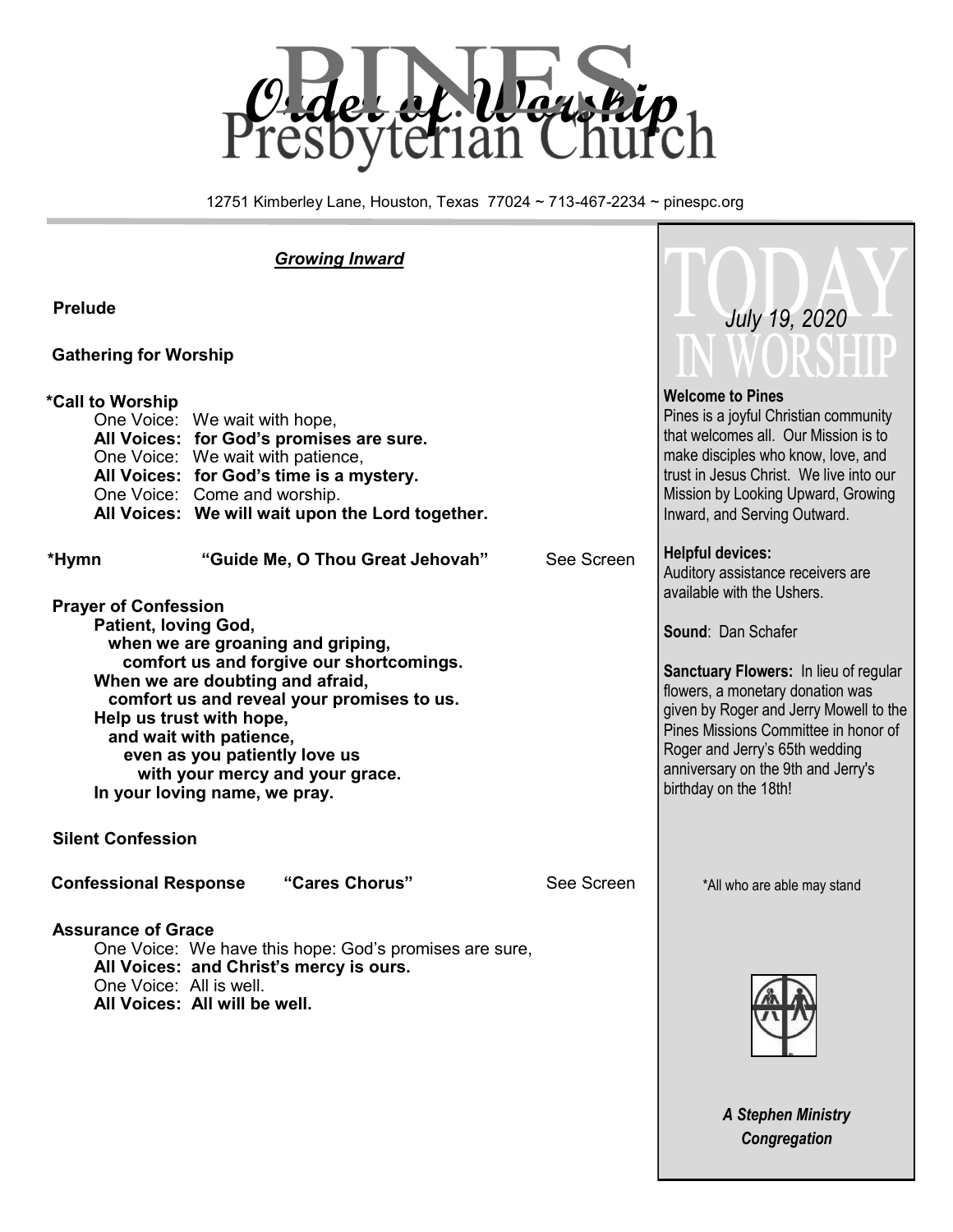# Order of Worship

# PINES Presbyterian Church

12751 Kimberley Lane, Houston, Texas 77024 ~ 713-467-2234 ~ pinespc.org

## *Growing Inward*

**Prelude**

**Gathering for Worship**

**\*Call to Worship**

One Voice: We wait with hope,
**All Voices: for God's promises are sure.**
One Voice: We wait with patience,
**All Voices: for God's time is a mystery.**
One Voice: Come and worship.
**All Voices: We will wait upon the Lord together.**

**\*Hymn** **"Guide Me, O Thou Great Jehovah"** See Screen

**Prayer of Confession**

**Patient, loving God,**
**when we are groaning and griping,**
**comfort us and forgive our shortcomings.**
**When we are doubting and afraid,**
**comfort us and reveal your promises to us.**
**Help us trust with hope,**
**and wait with patience,**
**even as you patiently love us**
**with your mercy and your grace.**
**In your loving name, we pray.**

**Silent Confession**

**Confessional Response** **"Cares Chorus"** See Screen

**Assurance of Grace**

One Voice: We have this hope: God's promises are sure,
**All Voices: and Christ's mercy is ours.**
One Voice: All is well.
**All Voices: All will be well.**

## TODAY IN WORSHIP

*July 19, 2020*

**Welcome to Pines**
Pines is a joyful Christian community that welcomes all. Our Mission is to make disciples who know, love, and trust in Jesus Christ. We live into our Mission by Looking Upward, Growing Inward, and Serving Outward.

**Helpful devices:**
Auditory assistance receivers are available with the Ushers.

**Sound**: Dan Schafer

**Sanctuary Flowers:** In lieu of regular flowers, a monetary donation was given by Roger and Jerry Mowell to the Pines Missions Committee in honor of Roger and Jerry's 65th wedding anniversary on the 9th and Jerry's birthday on the 18th!

\*All who are able may stand

***A Stephen Ministry Congregation***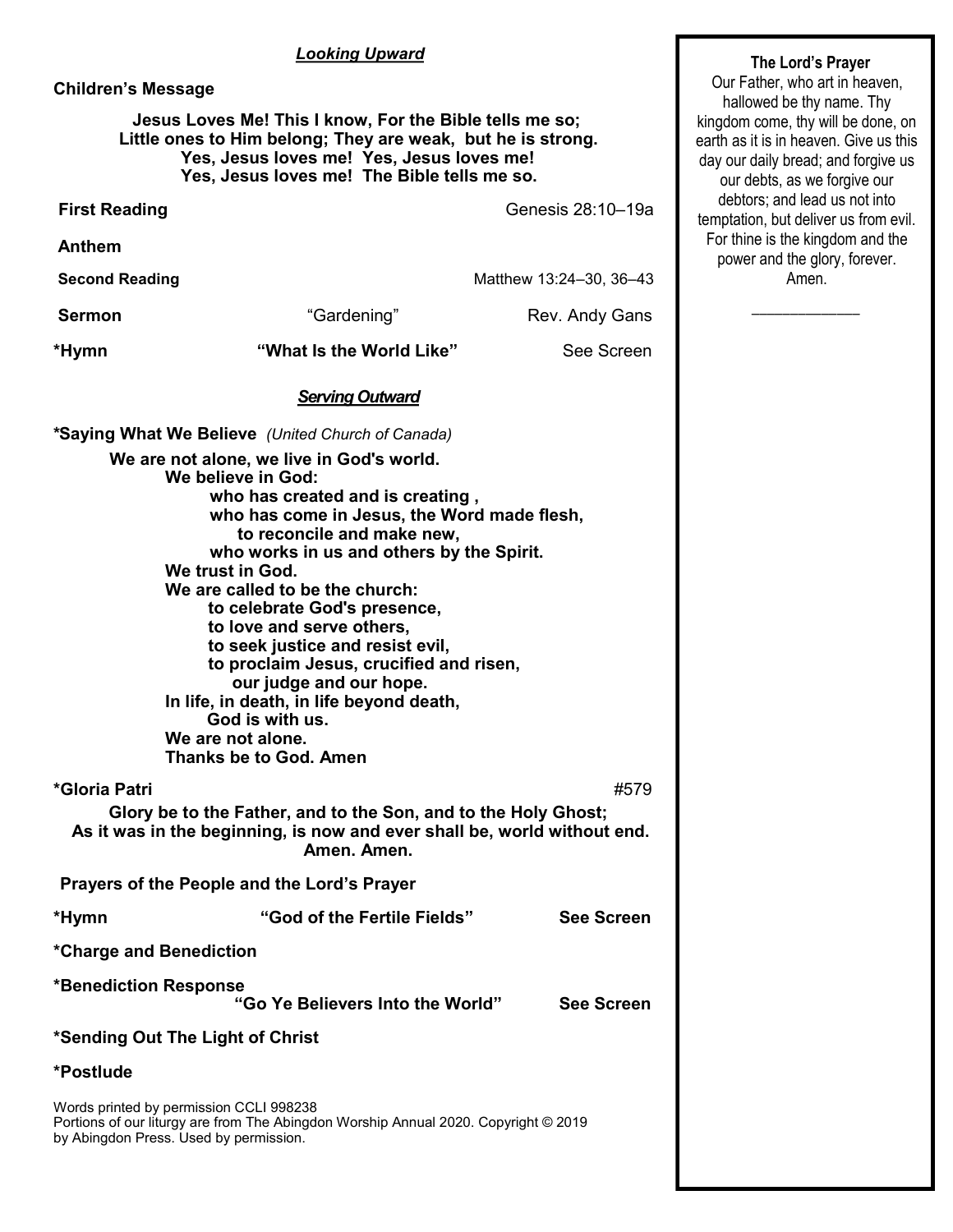## *Looking Upward*

**Children's Message**

**Jesus Loves Me! This I know, For the Bible tells me so;**
**Little ones to Him belong; They are weak, but he is strong.**
**Yes, Jesus loves me! Yes, Jesus loves me!**
**Yes, Jesus loves me! The Bible tells me so.**

**First Reading** Genesis 28:10–19a

**Anthem**

**Second Reading** Matthew 13:24–30, 36–43

**Sermon** "Gardening" Rev. Andy Gans

***Hymn** **"What Is the World Like"** See Screen

## *Serving Outward*

***Saying What We Believe** *(United Church of Canada)*

**We are not alone, we live in God's world.**
**We believe in God:**
**who has created and is creating ,**
**who has come in Jesus, the Word made flesh,**
**to reconcile and make new,**
**who works in us and others by the Spirit.**
**We trust in God.**
**We are called to be the church:**
**to celebrate God's presence,**
**to love and serve others,**
**to seek justice and resist evil,**
**to proclaim Jesus, crucified and risen,**
**our judge and our hope.**
**In life, in death, in life beyond death,**
**God is with us.**
**We are not alone.**
**Thanks be to God. Amen**

***Gloria Patri** #579

**Glory be to the Father, and to the Son, and to the Holy Ghost;**
**As it was in the beginning, is now and ever shall be, world without end.**
**Amen. Amen.**

**Prayers of the People and the Lord's Prayer**

***Hymn** **"God of the Fertile Fields"** **See Screen**

***Charge and Benediction**

***Benediction Response**
**"Go Ye Believers Into the World"** **See Screen**

***Sending Out The Light of Christ**

***Postlude**

Words printed by permission CCLI 998238
Portions of our liturgy are from The Abingdon Worship Annual 2020. Copyright © 2019 by Abingdon Press. Used by permission.

**The Lord's Prayer**

Our Father, who art in heaven, hallowed be thy name. Thy kingdom come, thy will be done, on earth as it is in heaven. Give us this day our daily bread; and forgive us our debts, as we forgive our debtors; and lead us not into temptation, but deliver us from evil. For thine is the kingdom and the power and the glory, forever. Amen.

\_\_\_\_\_\_\_\_\_\_\_\_\_\_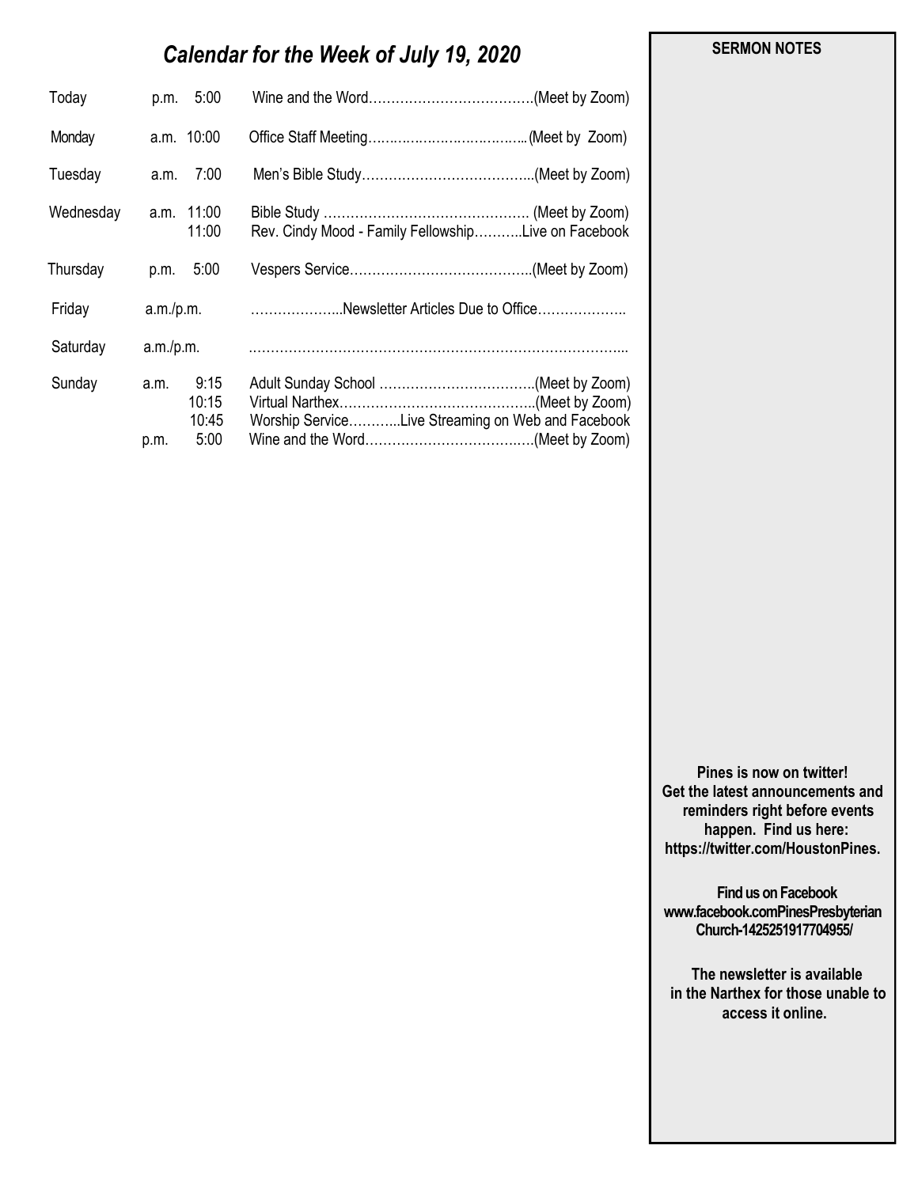# *Calendar for the Week of July 19, 2020*

| Day | | Time | Event |
|---|---|---|---|
| Today | p.m. | 5:00 | Wine and the Word……………………………….(Meet by Zoom) |
| Monday | a.m. | 10:00 | Office Staff Meeting……………………………..(Meet by Zoom) |
| Tuesday | a.m. | 7:00 | Men's Bible Study………………………………..(Meet by Zoom) |
| Wednesday | a.m. | 11:00 | Bible Study ………………………………………. (Meet by Zoom) |
| | | 11:00 | Rev. Cindy Mood - Family Fellowship………..Live on Facebook |
| Thursday | p.m. | 5:00 | Vespers Service…………………………………..(Meet by Zoom) |
| Friday | a.m./p.m. | | ………………..Newsletter Articles Due to Office……………….. |
| Saturday | a.m./p.m. | | ………………………………………………………………………... |
| Sunday | a.m. | 9:15 | Adult Sunday School ……………………………..(Meet by Zoom) |
| | | 10:15 | Virtual Narthex……………………………………..(Meet by Zoom) |
| | | 10:45 | Worship Service………..Live Streaming on Web and Facebook |
| | p.m. | 5:00 | Wine and the Word……………………………….(Meet by Zoom) |

**SERMON NOTES**

**Pines is now on twitter! Get the latest announcements and reminders right before events happen. Find us here: https://twitter.com/HoustonPines.**

**Find us on Facebook www.facebook.comPinesPresbyterian Church-1425251917704955/**

**The newsletter is available in the Narthex for those unable to access it online.**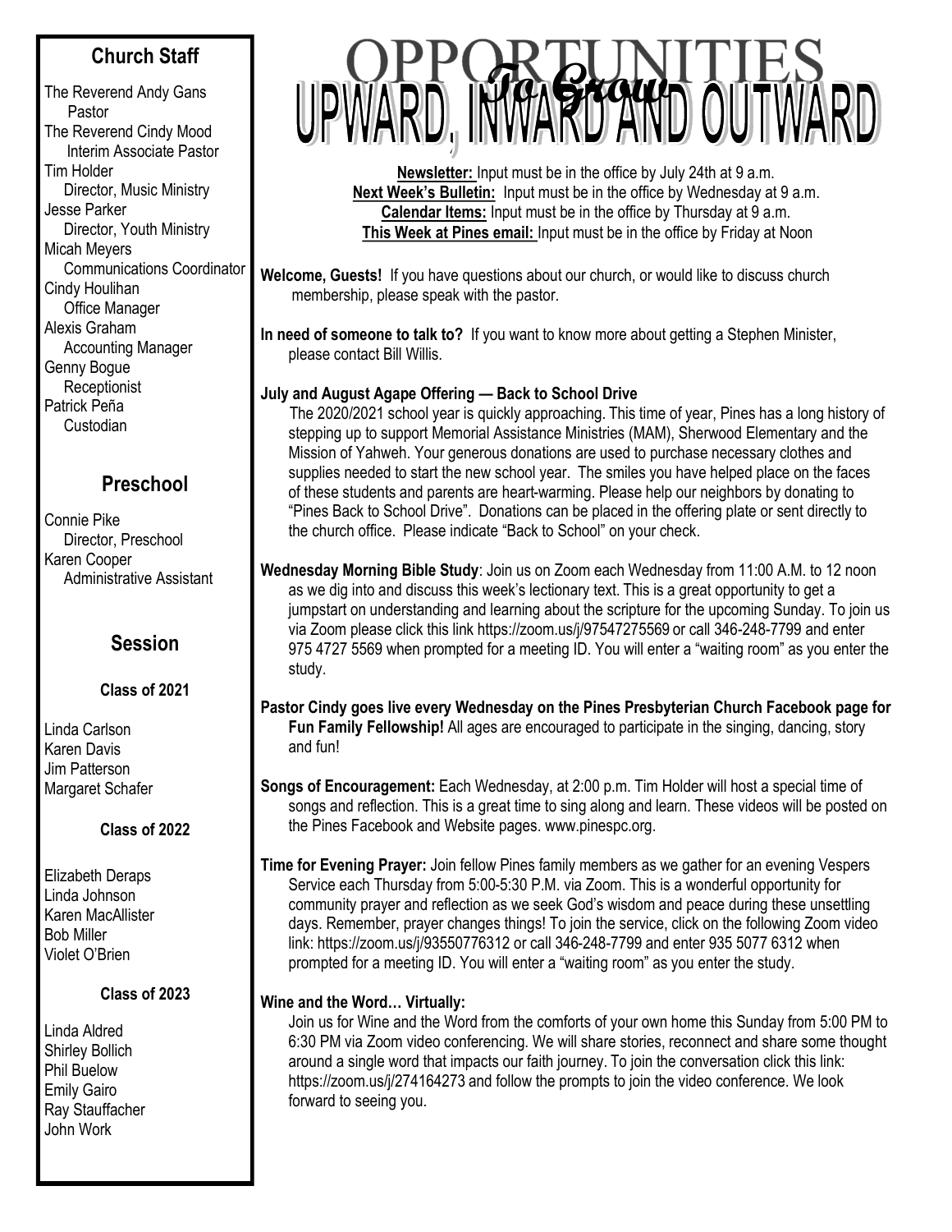## Church Staff

The Reverend Andy Gans
Pastor
The Reverend Cindy Mood
Interim Associate Pastor
Tim Holder
Director, Music Ministry
Jesse Parker
Director, Youth Ministry
Micah Meyers
Communications Coordinator
Cindy Houlihan
Office Manager
Alexis Graham
Accounting Manager
Genny Bogue
Receptionist
Patrick Peña
Custodian

## Preschool

Connie Pike
Director, Preschool
Karen Cooper
Administrative Assistant

## Session

### Class of 2021

Linda Carlson
Karen Davis
Jim Patterson
Margaret Schafer

### Class of 2022

Elizabeth Deraps
Linda Johnson
Karen MacAllister
Bob Miller
Violet O'Brien

### Class of 2023

Linda Aldred
Shirley Bollich
Phil Buelow
Emily Gairo
Ray Stauffacher
John Work

# OPPORTUNITIES To Grow UPWARD, INWARD AND OUTWARD

**Newsletter:** Input must be in the office by July 24th at 9 a.m.
**Next Week's Bulletin:** Input must be in the office by Wednesday at 9 a.m.
**Calendar Items:** Input must be in the office by Thursday at 9 a.m.
**This Week at Pines email:** Input must be in the office by Friday at Noon

**Welcome, Guests!** If you have questions about our church, or would like to discuss church membership, please speak with the pastor.

**In need of someone to talk to?** If you want to know more about getting a Stephen Minister, please contact Bill Willis.

**July and August Agape Offering — Back to School Drive**
The 2020/2021 school year is quickly approaching. This time of year, Pines has a long history of stepping up to support Memorial Assistance Ministries (MAM), Sherwood Elementary and the Mission of Yahweh. Your generous donations are used to purchase necessary clothes and supplies needed to start the new school year. The smiles you have helped place on the faces of these students and parents are heart-warming. Please help our neighbors by donating to "Pines Back to School Drive". Donations can be placed in the offering plate or sent directly to the church office. Please indicate "Back to School" on your check.

**Wednesday Morning Bible Study**: Join us on Zoom each Wednesday from 11:00 A.M. to 12 noon as we dig into and discuss this week's lectionary text. This is a great opportunity to get a jumpstart on understanding and learning about the scripture for the upcoming Sunday. To join us via Zoom please click this link https://zoom.us/j/97547275569 or call 346-248-7799 and enter 975 4727 5569 when prompted for a meeting ID. You will enter a "waiting room" as you enter the study.

**Pastor Cindy goes live every Wednesday on the Pines Presbyterian Church Facebook page for Fun Family Fellowship!** All ages are encouraged to participate in the singing, dancing, story and fun!

**Songs of Encouragement:** Each Wednesday, at 2:00 p.m. Tim Holder will host a special time of songs and reflection. This is a great time to sing along and learn. These videos will be posted on the Pines Facebook and Website pages. www.pinespc.org.

**Time for Evening Prayer:** Join fellow Pines family members as we gather for an evening Vespers Service each Thursday from 5:00-5:30 P.M. via Zoom. This is a wonderful opportunity for community prayer and reflection as we seek God's wisdom and peace during these unsettling days. Remember, prayer changes things! To join the service, click on the following Zoom video link: https://zoom.us/j/93550776312 or call 346-248-7799 and enter 935 5077 6312 when prompted for a meeting ID. You will enter a "waiting room" as you enter the study.

**Wine and the Word… Virtually:**
Join us for Wine and the Word from the comforts of your own home this Sunday from 5:00 PM to 6:30 PM via Zoom video conferencing. We will share stories, reconnect and share some thought around a single word that impacts our faith journey. To join the conversation click this link: https://zoom.us/j/274164273 and follow the prompts to join the video conference. We look forward to seeing you.